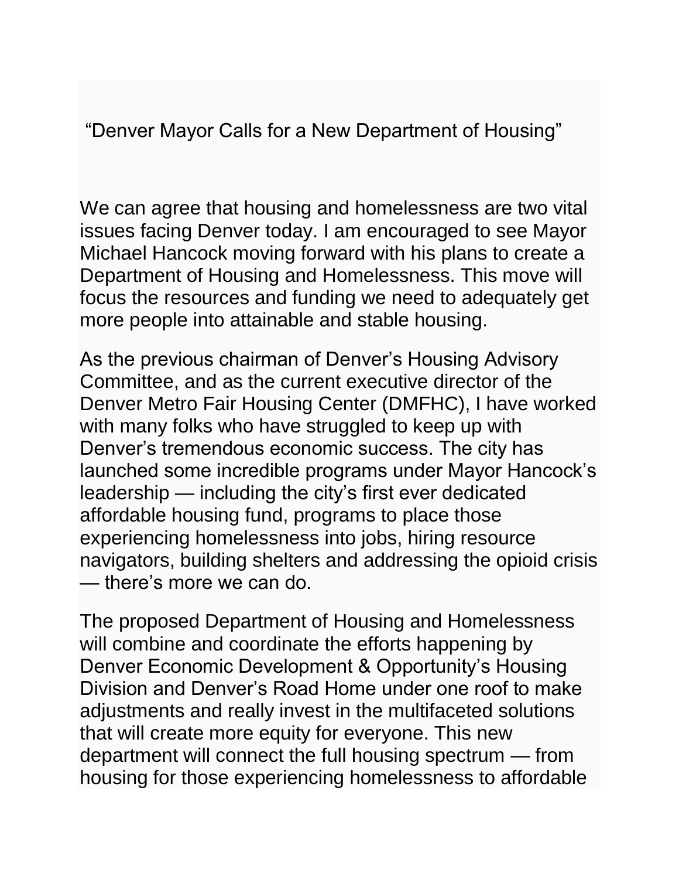“Denver Mayor Calls for a New Department of Housing”

We can agree that housing and homelessness are two vital issues facing Denver today. I am encouraged to see Mayor Michael Hancock moving forward with his plans to create a Department of Housing and Homelessness. This move will focus the resources and funding we need to adequately get more people into attainable and stable housing.

As the previous chairman of Denver’s Housing Advisory Committee, and as the current executive director of the Denver Metro Fair Housing Center (DMFHC), I have worked with many folks who have struggled to keep up with Denver’s tremendous economic success. The city has launched some incredible programs under Mayor Hancock’s leadership — including the city’s first ever dedicated affordable housing fund, programs to place those experiencing homelessness into jobs, hiring resource navigators, building shelters and addressing the opioid crisis — there’s more we can do.

The proposed Department of Housing and Homelessness will combine and coordinate the efforts happening by Denver Economic Development & Opportunity’s Housing Division and Denver’s Road Home under one roof to make adjustments and really invest in the multifaceted solutions that will create more equity for everyone. This new department will connect the full housing spectrum — from housing for those experiencing homelessness to affordable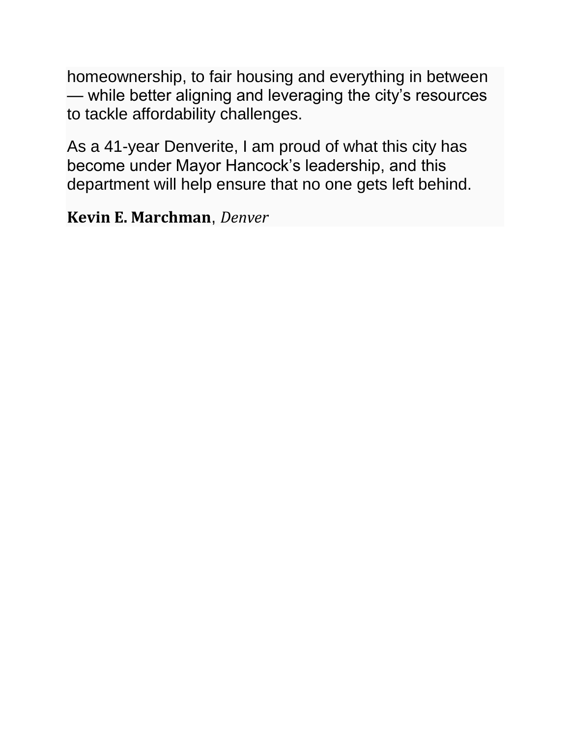homeownership, to fair housing and everything in between — while better aligning and leveraging the city's resources to tackle affordability challenges.

As a 41-year Denverite, I am proud of what this city has become under Mayor Hancock's leadership, and this department will help ensure that no one gets left behind.

**Kevin E. Marchman**, *Denver*